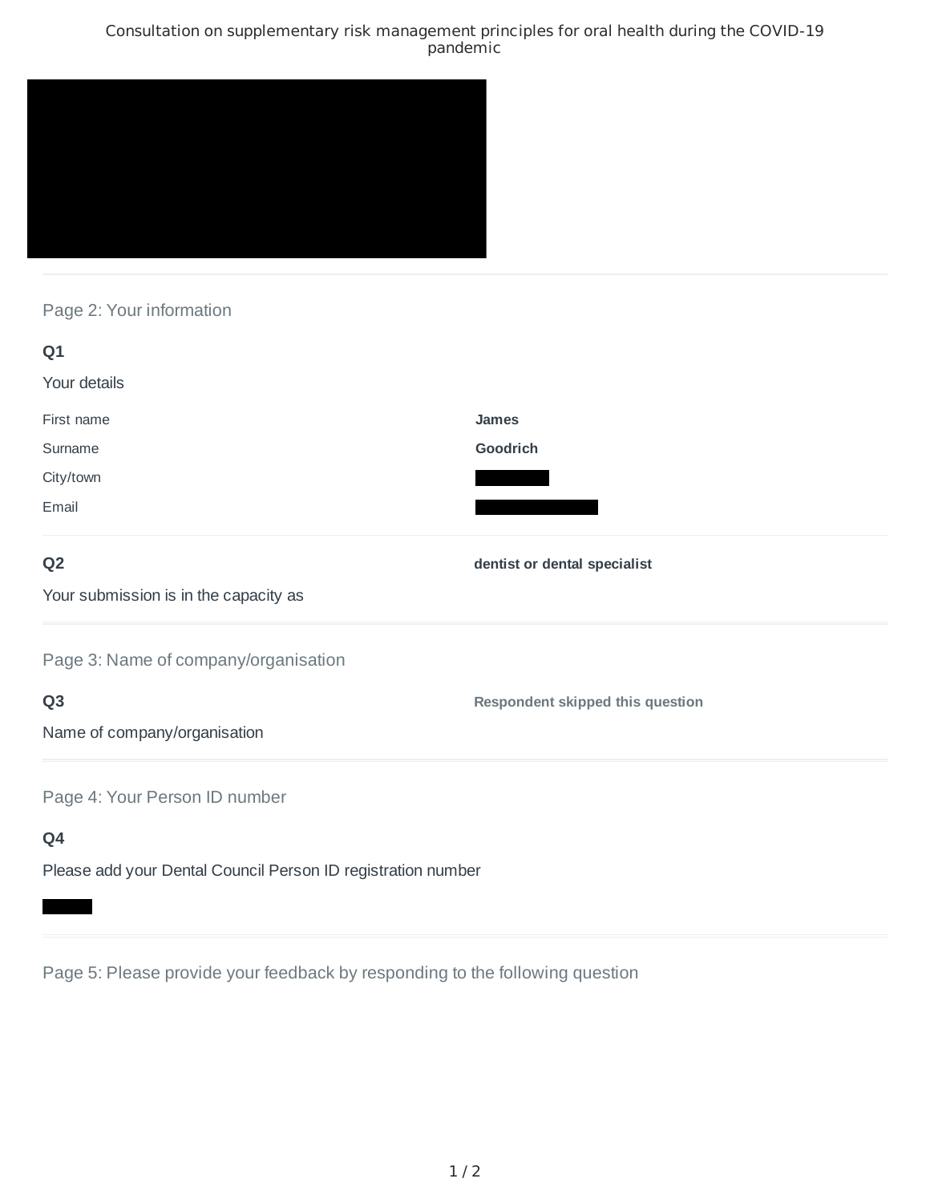## Page 2: Your information

**Q1**

Your details

| | |
|---|---|
| First name | **James** |
| Surname | **Goodrich** |
| City/town | |
| Email | |

**Q2**

Your submission is in the capacity as

**dentist or dental specialist**

## Page 3: Name of company/organisation

**Q3**

Name of company/organisation

**Respondent skipped this question**

## Page 4: Your Person ID number

**Q4**

Please add your Dental Council Person ID registration number

## Page 5: Please provide your feedback by responding to the following question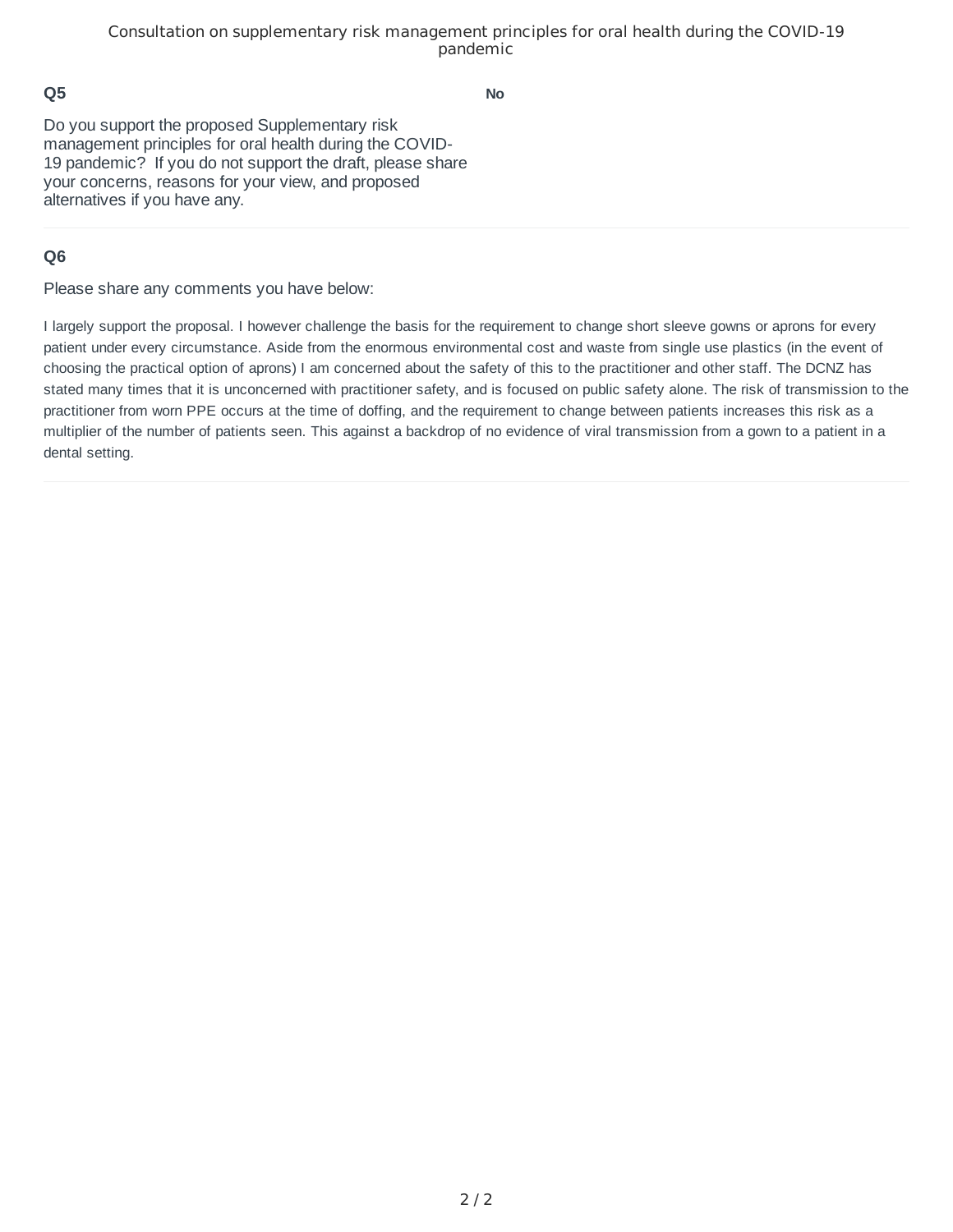### Q5

Do you support the proposed Supplementary risk management principles for oral health during the COVID-19 pandemic? If you do not support the draft, please share your concerns, reasons for your view, and proposed alternatives if you have any.

**No**

### Q6

Please share any comments you have below:

I largely support the proposal. I however challenge the basis for the requirement to change short sleeve gowns or aprons for every patient under every circumstance. Aside from the enormous environmental cost and waste from single use plastics (in the event of choosing the practical option of aprons) I am concerned about the safety of this to the practitioner and other staff. The DCNZ has stated many times that it is unconcerned with practitioner safety, and is focused on public safety alone. The risk of transmission to the practitioner from worn PPE occurs at the time of doffing, and the requirement to change between patients increases this risk as a multiplier of the number of patients seen. This against a backdrop of no evidence of viral transmission from a gown to a patient in a dental setting.